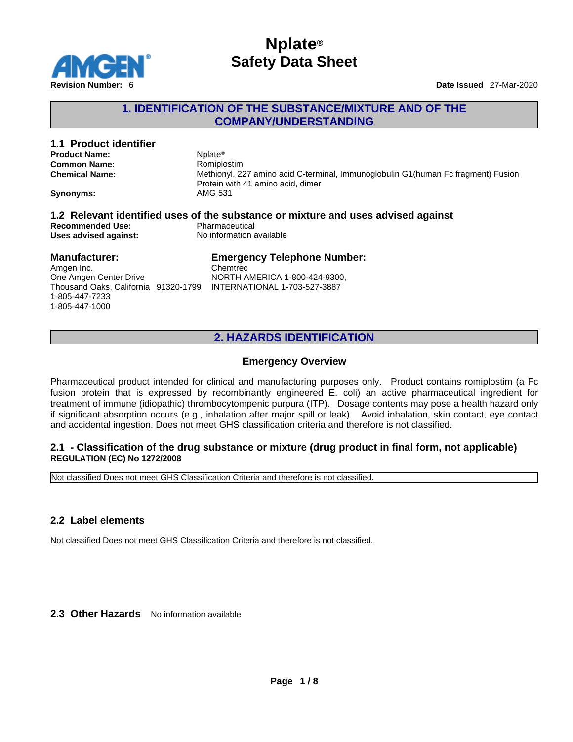# Nplate®
# Safety Data Sheet

**Revision Number:** 6 **Date Issued** 27-Mar-2020

## 1. IDENTIFICATION OF THE SUBSTANCE/MIXTURE AND OF THE COMPANY/UNDERSTANDING

### 1.1 Product identifier

**Product Name:** Nplate®

**Common Name:** Romiplostim

**Chemical Name:** Methionyl, 227 amino acid C-terminal, Immunoglobulin G1(human Fc fragment) Fusion Protein with 41 amino acid, dimer

**Synonyms:** AMG 531

### 1.2 Relevant identified uses of the substance or mixture and uses advised against

**Recommended Use:** Pharmaceutical

**Uses advised against:** No information available

### Manufacturer:

Amgen Inc.
One Amgen Center Drive
Thousand Oaks, California 91320-1799
1-805-447-7233
1-805-447-1000

### Emergency Telephone Number:

Chemtrec
NORTH AMERICA 1-800-424-9300,
INTERNATIONAL 1-703-527-3887

## 2. HAZARDS IDENTIFICATION

### Emergency Overview

Pharmaceutical product intended for clinical and manufacturing purposes only. Product contains romiplostim (a Fc fusion protein that is expressed by recombinantly engineered E. coli) an active pharmaceutical ingredient for treatment of immune (idiopathic) thrombocytompenic purpura (ITP). Dosage contents may pose a health hazard only if significant absorption occurs (e.g., inhalation after major spill or leak). Avoid inhalation, skin contact, eye contact and accidental ingestion. Does not meet GHS classification criteria and therefore is not classified.

### 2.1 - Classification of the drug substance or mixture (drug product in final form, not applicable)

**REGULATION (EC) No 1272/2008**

| Not classified Does not meet GHS Classification Criteria and therefore is not classified. |
| --- |

### 2.2 Label elements

Not classified Does not meet GHS Classification Criteria and therefore is not classified.

### 2.3 Other Hazards

No information available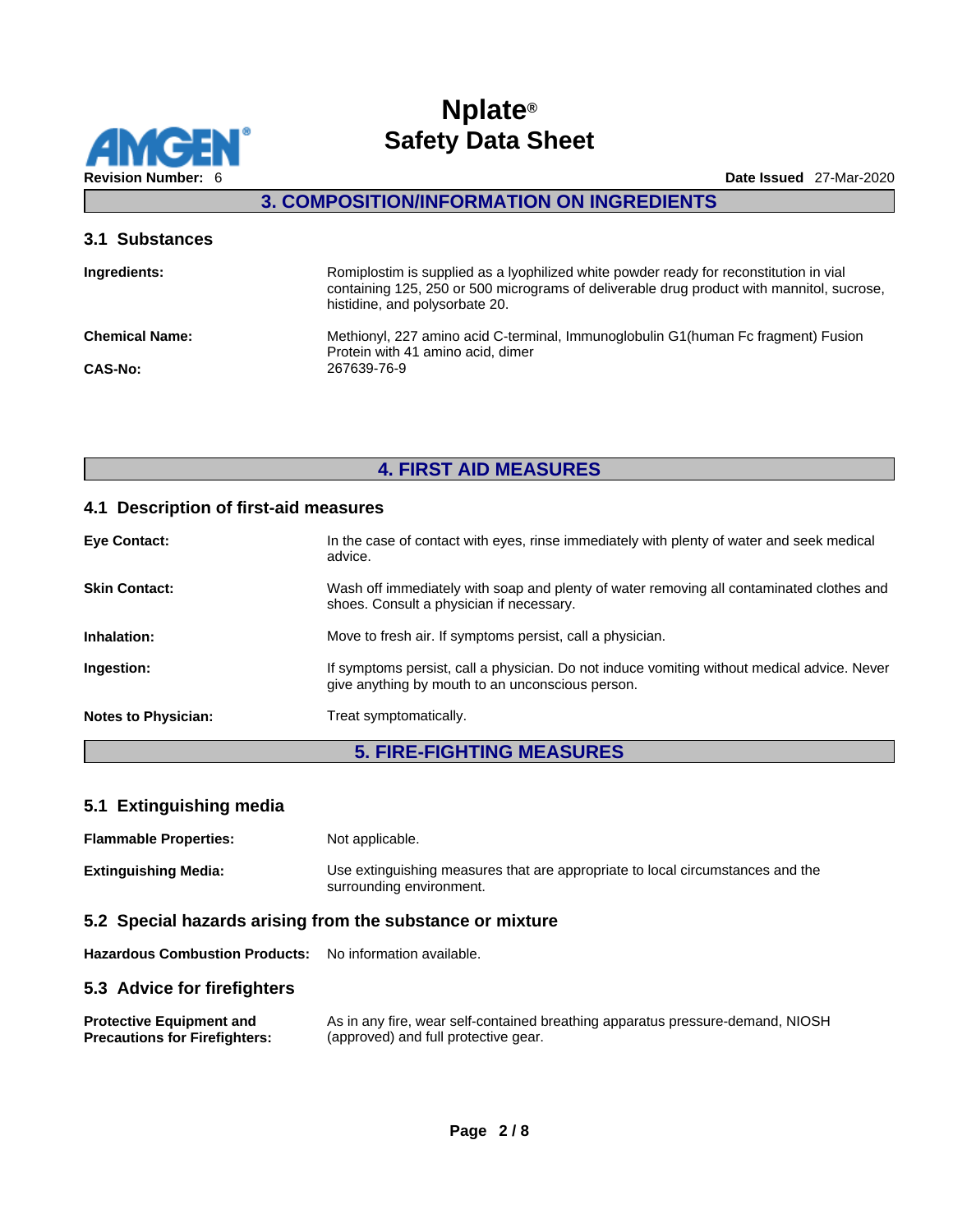## 3. COMPOSITION/INFORMATION ON INGREDIENTS

### 3.1 Substances

**Ingredients:** Romiplostim is supplied as a lyophilized white powder ready for reconstitution in vial containing 125, 250 or 500 micrograms of deliverable drug product with mannitol, sucrose, histidine, and polysorbate 20.

**Chemical Name:** Methionyl, 227 amino acid C-terminal, Immunoglobulin G1(human Fc fragment) Fusion Protein with 41 amino acid, dimer

**CAS-No:** 267639-76-9

## 4. FIRST AID MEASURES

### 4.1 Description of first-aid measures

**Eye Contact:** In the case of contact with eyes, rinse immediately with plenty of water and seek medical advice.

**Skin Contact:** Wash off immediately with soap and plenty of water removing all contaminated clothes and shoes. Consult a physician if necessary.

**Inhalation:** Move to fresh air. If symptoms persist, call a physician.

**Ingestion:** If symptoms persist, call a physician. Do not induce vomiting without medical advice. Never give anything by mouth to an unconscious person.

**Notes to Physician:** Treat symptomatically.

## 5. FIRE-FIGHTING MEASURES

### 5.1 Extinguishing media

**Flammable Properties:** Not applicable.

**Extinguishing Media:** Use extinguishing measures that are appropriate to local circumstances and the surrounding environment.

### 5.2 Special hazards arising from the substance or mixture

**Hazardous Combustion Products:** No information available.

### 5.3 Advice for firefighters

**Protective Equipment and Precautions for Firefighters:** As in any fire, wear self-contained breathing apparatus pressure-demand, NIOSH (approved) and full protective gear.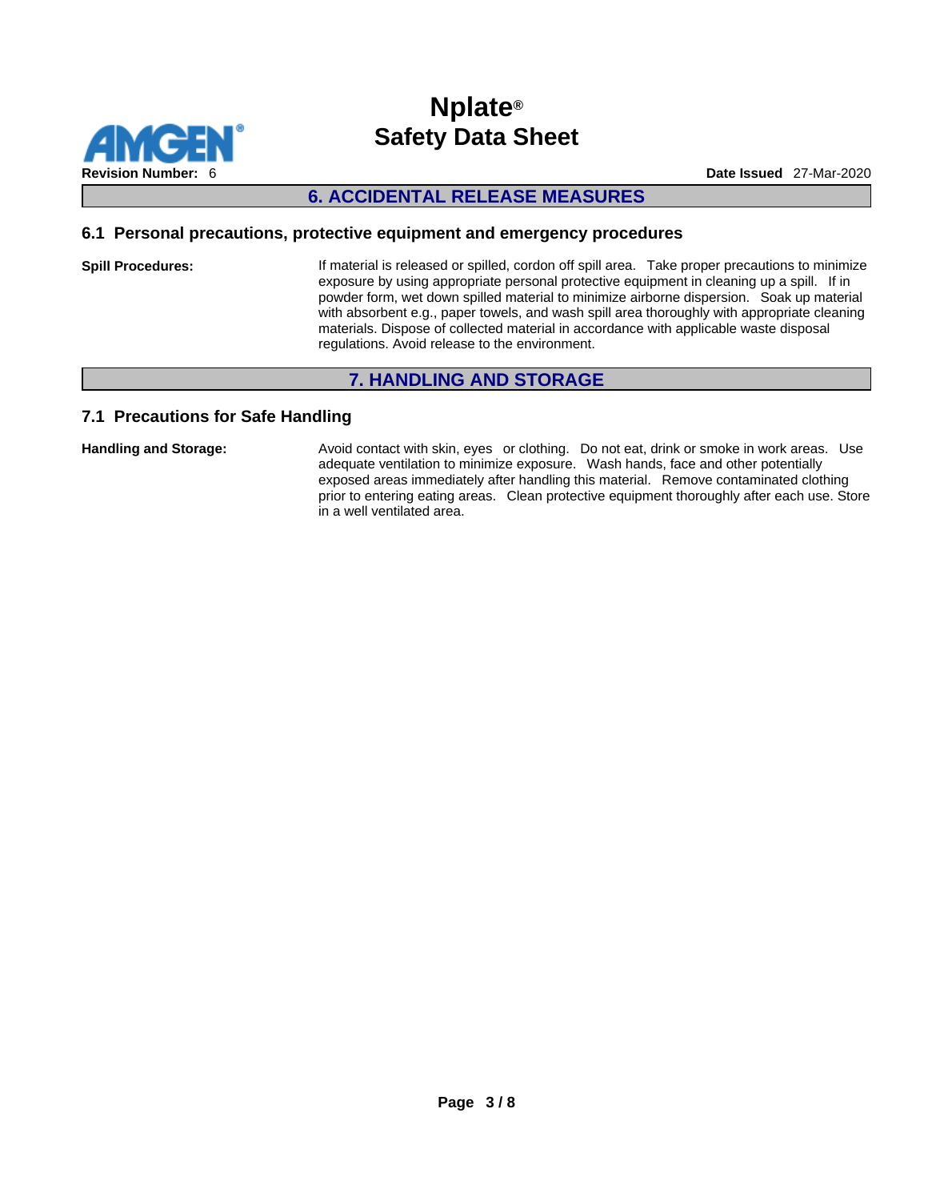## 6. ACCIDENTAL RELEASE MEASURES

### 6.1 Personal precautions, protective equipment and emergency procedures

**Spill Procedures:** If material is released or spilled, cordon off spill area. Take proper precautions to minimize exposure by using appropriate personal protective equipment in cleaning up a spill. If in powder form, wet down spilled material to minimize airborne dispersion. Soak up material with absorbent e.g., paper towels, and wash spill area thoroughly with appropriate cleaning materials. Dispose of collected material in accordance with applicable waste disposal regulations. Avoid release to the environment.

## 7. HANDLING AND STORAGE

### 7.1 Precautions for Safe Handling

**Handling and Storage:** Avoid contact with skin, eyes or clothing. Do not eat, drink or smoke in work areas. Use adequate ventilation to minimize exposure. Wash hands, face and other potentially exposed areas immediately after handling this material. Remove contaminated clothing prior to entering eating areas. Clean protective equipment thoroughly after each use. Store in a well ventilated area.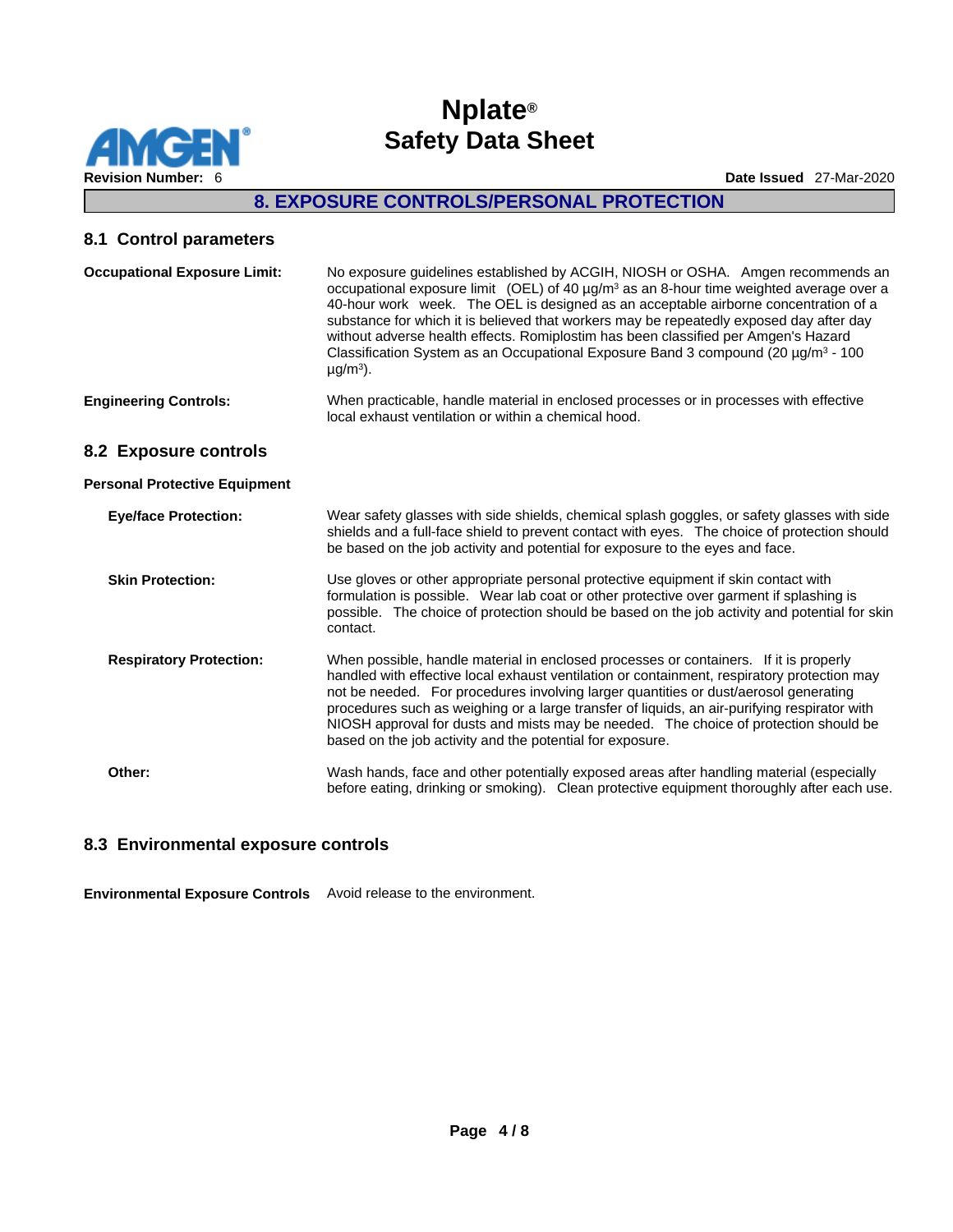## 8. EXPOSURE CONTROLS/PERSONAL PROTECTION

### 8.1 Control parameters

**Occupational Exposure Limit:** No exposure guidelines established by ACGIH, NIOSH or OSHA. Amgen recommends an occupational exposure limit (OEL) of 40 µg/m³ as an 8-hour time weighted average over a 40-hour work week. The OEL is designed as an acceptable airborne concentration of a substance for which it is believed that workers may be repeatedly exposed day after day without adverse health effects. Romiplostim has been classified per Amgen's Hazard Classification System as an Occupational Exposure Band 3 compound (20 µg/m³ - 100 µg/m³).

**Engineering Controls:** When practicable, handle material in enclosed processes or in processes with effective local exhaust ventilation or within a chemical hood.

### 8.2 Exposure controls

**Personal Protective Equipment**

**Eye/face Protection:** Wear safety glasses with side shields, chemical splash goggles, or safety glasses with side shields and a full-face shield to prevent contact with eyes. The choice of protection should be based on the job activity and potential for exposure to the eyes and face.

**Skin Protection:** Use gloves or other appropriate personal protective equipment if skin contact with formulation is possible. Wear lab coat or other protective over garment if splashing is possible. The choice of protection should be based on the job activity and potential for skin contact.

**Respiratory Protection:** When possible, handle material in enclosed processes or containers. If it is properly handled with effective local exhaust ventilation or containment, respiratory protection may not be needed. For procedures involving larger quantities or dust/aerosol generating procedures such as weighing or a large transfer of liquids, an air-purifying respirator with NIOSH approval for dusts and mists may be needed. The choice of protection should be based on the job activity and the potential for exposure.

**Other:** Wash hands, face and other potentially exposed areas after handling material (especially before eating, drinking or smoking). Clean protective equipment thoroughly after each use.

### 8.3 Environmental exposure controls

**Environmental Exposure Controls** Avoid release to the environment.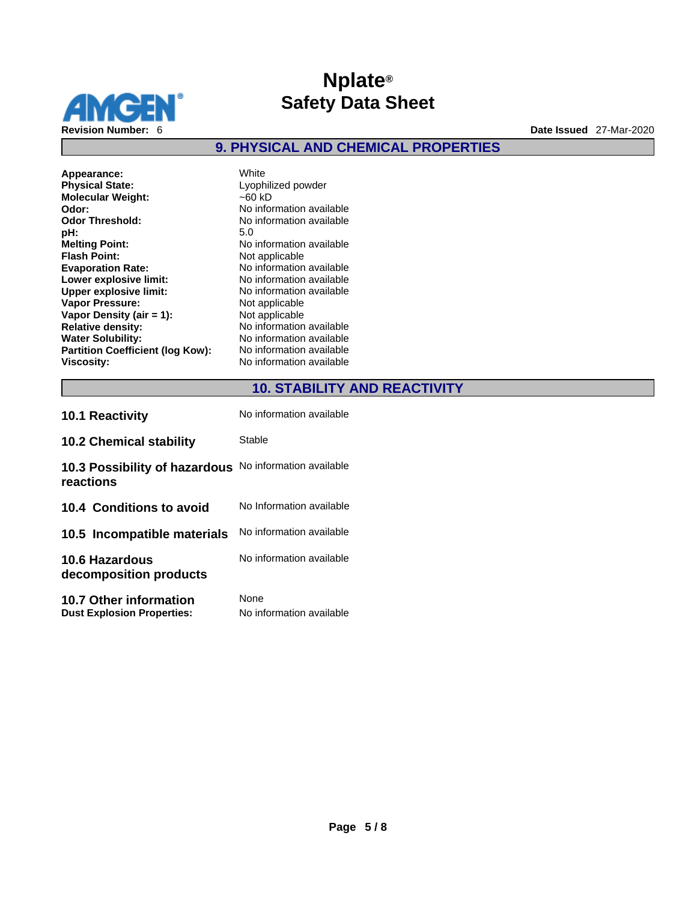## 9. PHYSICAL AND CHEMICAL PROPERTIES

| | |
|---|---|
| **Appearance:** | White |
| **Physical State:** | Lyophilized powder |
| **Molecular Weight:** | ~60 kD |
| **Odor:** | No information available |
| **Odor Threshold:** | No information available |
| **pH:** | 5.0 |
| **Melting Point:** | No information available |
| **Flash Point:** | Not applicable |
| **Evaporation Rate:** | No information available |
| **Lower explosive limit:** | No information available |
| **Upper explosive limit:** | No information available |
| **Vapor Pressure:** | Not applicable |
| **Vapor Density (air = 1):** | Not applicable |
| **Relative density:** | No information available |
| **Water Solubility:** | No information available |
| **Partition Coefficient (log Kow):** | No information available |
| **Viscosity:** | No information available |

## 10. STABILITY AND REACTIVITY

| | |
|---|---|
| **10.1 Reactivity** | No information available |
| **10.2 Chemical stability** | Stable |
| **10.3 Possibility of hazardous reactions** | No information available |
| **10.4 Conditions to avoid** | No Information available |
| **10.5 Incompatible materials** | No information available |
| **10.6 Hazardous decomposition products** | No information available |
| **10.7 Other information** | None |
| **Dust Explosion Properties:** | No information available |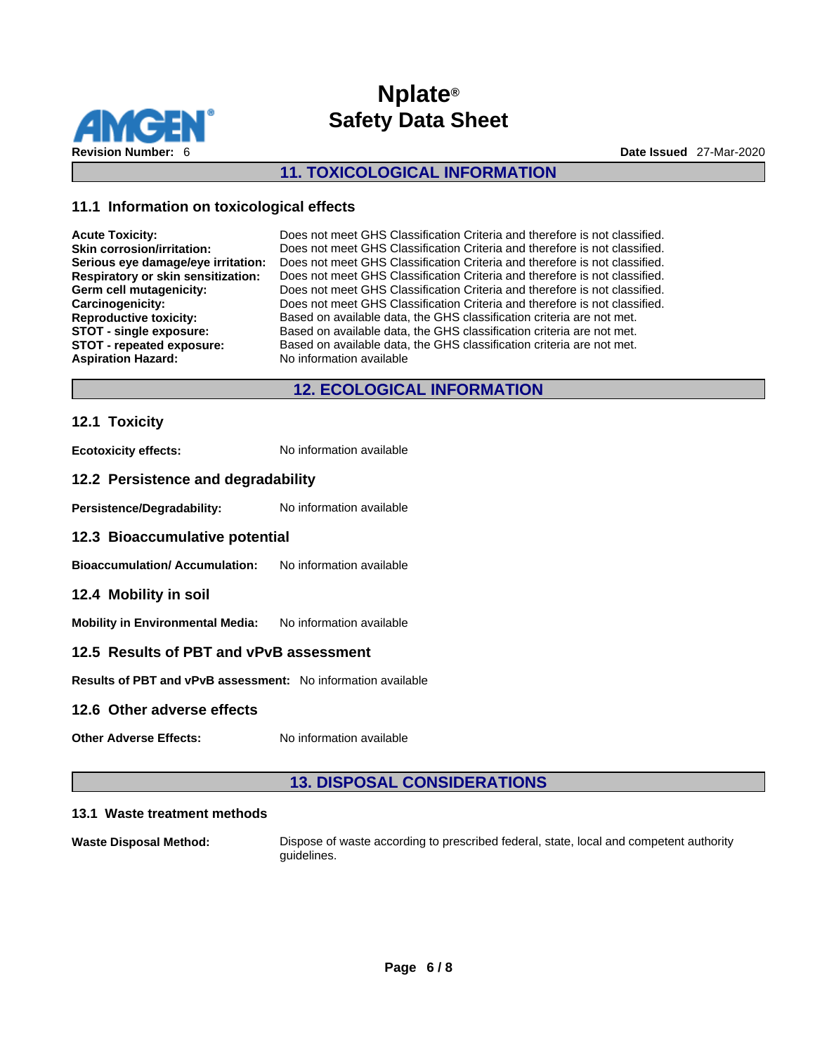## 11. TOXICOLOGICAL INFORMATION

### 11.1 Information on toxicological effects

**Acute Toxicity:** Does not meet GHS Classification Criteria and therefore is not classified.
**Skin corrosion/irritation:** Does not meet GHS Classification Criteria and therefore is not classified.
**Serious eye damage/eye irritation:** Does not meet GHS Classification Criteria and therefore is not classified.
**Respiratory or skin sensitization:** Does not meet GHS Classification Criteria and therefore is not classified.
**Germ cell mutagenicity:** Does not meet GHS Classification Criteria and therefore is not classified.
**Carcinogenicity:** Does not meet GHS Classification Criteria and therefore is not classified.
**Reproductive toxicity:** Based on available data, the GHS classification criteria are not met.
**STOT - single exposure:** Based on available data, the GHS classification criteria are not met.
**STOT - repeated exposure:** Based on available data, the GHS classification criteria are not met.
**Aspiration Hazard:** No information available

## 12. ECOLOGICAL INFORMATION

### 12.1 Toxicity

**Ecotoxicity effects:** No information available

### 12.2 Persistence and degradability

**Persistence/Degradability:** No information available

### 12.3 Bioaccumulative potential

**Bioaccumulation/ Accumulation:** No information available

### 12.4 Mobility in soil

**Mobility in Environmental Media:** No information available

### 12.5 Results of PBT and vPvB assessment

**Results of PBT and vPvB assessment:** No information available

### 12.6 Other adverse effects

**Other Adverse Effects:** No information available

## 13. DISPOSAL CONSIDERATIONS

### 13.1 Waste treatment methods

**Waste Disposal Method:** Dispose of waste according to prescribed federal, state, local and competent authority guidelines.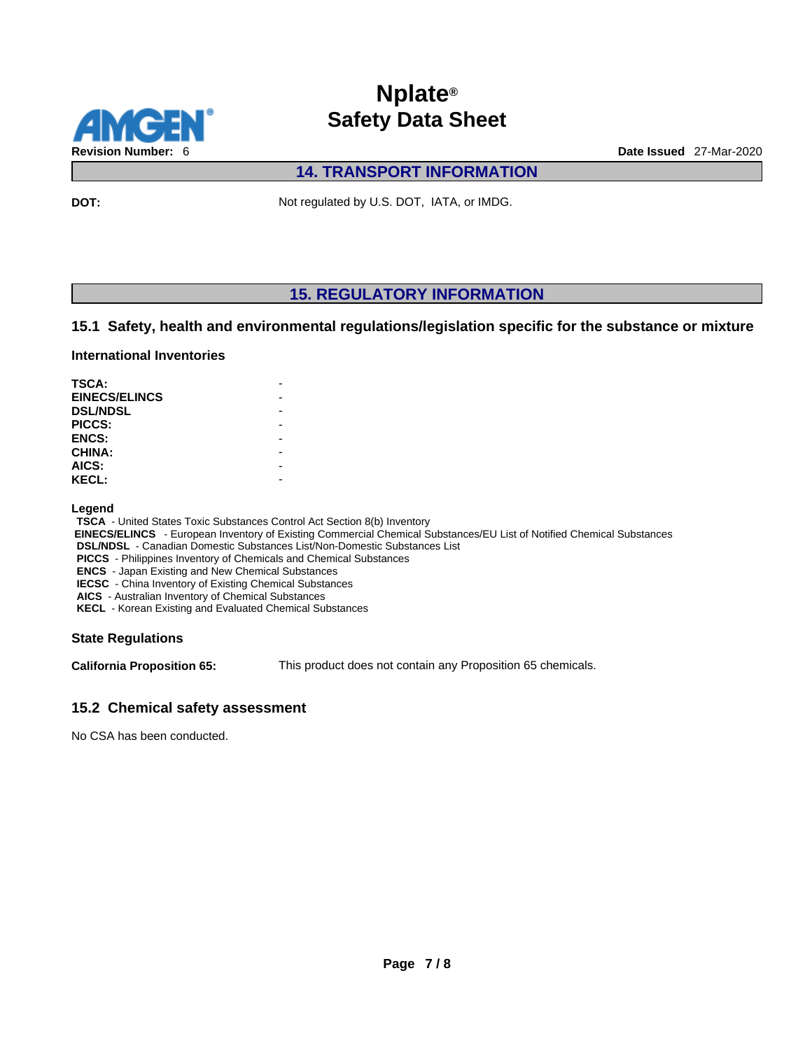## 14. TRANSPORT INFORMATION

**DOT:** Not regulated by U.S. DOT, IATA, or IMDG.

## 15. REGULATORY INFORMATION

### 15.1 Safety, health and environmental regulations/legislation specific for the substance or mixture

#### International Inventories

| | |
|---|---|
| **TSCA:** | - |
| **EINECS/ELINCS** | - |
| **DSL/NDSL** | - |
| **PICCS:** | - |
| **ENCS:** | - |
| **CHINA:** | - |
| **AICS:** | - |
| **KECL:** | - |

**Legend**

**TSCA** - United States Toxic Substances Control Act Section 8(b) Inventory
**EINECS/ELINCS** - European Inventory of Existing Commercial Chemical Substances/EU List of Notified Chemical Substances
**DSL/NDSL** - Canadian Domestic Substances List/Non-Domestic Substances List
**PICCS** - Philippines Inventory of Chemicals and Chemical Substances
**ENCS** - Japan Existing and New Chemical Substances
**IECSC** - China Inventory of Existing Chemical Substances
**AICS** - Australian Inventory of Chemical Substances
**KECL** - Korean Existing and Evaluated Chemical Substances

#### State Regulations

**California Proposition 65:** This product does not contain any Proposition 65 chemicals.

### 15.2 Chemical safety assessment

No CSA has been conducted.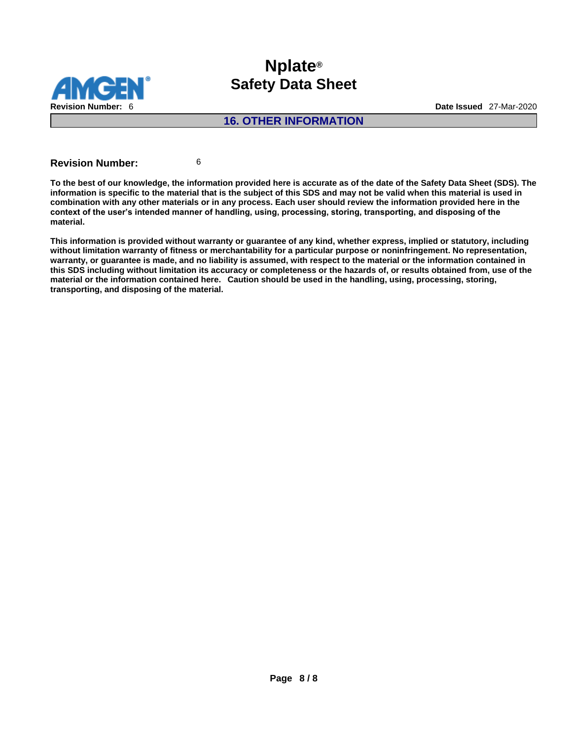## 16. OTHER INFORMATION

**Revision Number:** 6

**To the best of our knowledge, the information provided here is accurate as of the date of the Safety Data Sheet (SDS). The information is specific to the material that is the subject of this SDS and may not be valid when this material is used in combination with any other materials or in any process. Each user should review the information provided here in the context of the user's intended manner of handling, using, processing, storing, transporting, and disposing of the material.**

**This information is provided without warranty or guarantee of any kind, whether express, implied or statutory, including without limitation warranty of fitness or merchantability for a particular purpose or noninfringement. No representation, warranty, or guarantee is made, and no liability is assumed, with respect to the material or the information contained in this SDS including without limitation its accuracy or completeness or the hazards of, or results obtained from, use of the material or the information contained here. Caution should be used in the handling, using, processing, storing, transporting, and disposing of the material.**